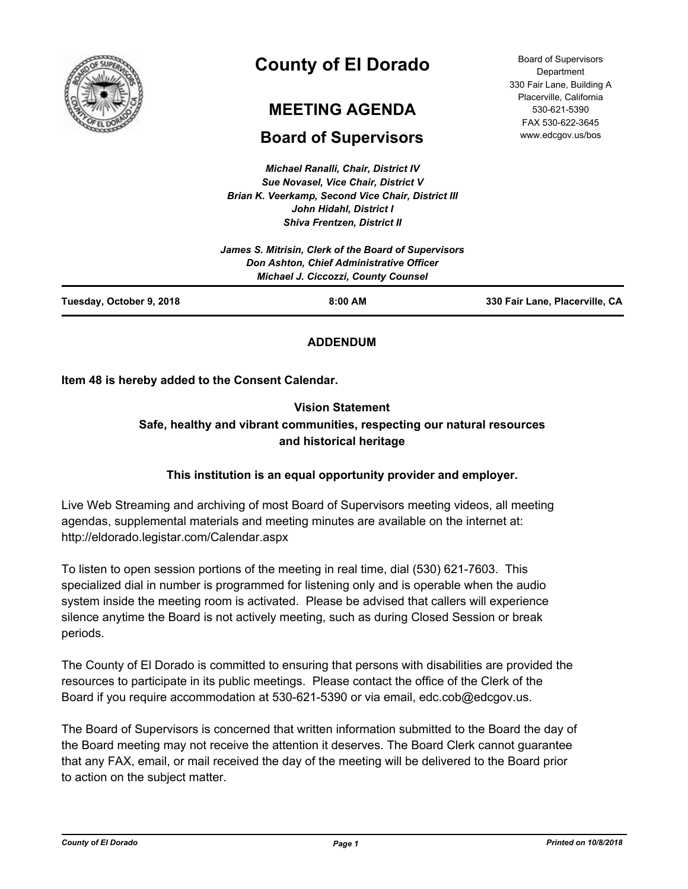# County of El Dorado

## MEETING AGENDA

## Board of Supervisors

Board of Supervisors Department
330 Fair Lane, Building A
Placerville, California
530-621-5390
FAX 530-622-3645
www.edcgov.us/bos

*Michael Ranalli, Chair, District IV*
*Sue Novasel, Vice Chair, District V*
*Brian K. Veerkamp, Second Vice Chair, District III*
*John Hidahl, District I*
*Shiva Frentzen, District II*

*James S. Mitrisin, Clerk of the Board of Supervisors*
*Don Ashton, Chief Administrative Officer*
*Michael J. Ciccozzi, County Counsel*

**Tuesday, October 9, 2018** | **8:00 AM** | **330 Fair Lane, Placerville, CA**

**ADDENDUM**

**Item 48 is hereby added to the Consent Calendar.**

**Vision Statement**
**Safe, healthy and vibrant communities, respecting our natural resources and historical heritage**

**This institution is an equal opportunity provider and employer.**

Live Web Streaming and archiving of most Board of Supervisors meeting videos, all meeting agendas, supplemental materials and meeting minutes are available on the internet at: http://eldorado.legistar.com/Calendar.aspx

To listen to open session portions of the meeting in real time, dial (530) 621-7603. This specialized dial in number is programmed for listening only and is operable when the audio system inside the meeting room is activated. Please be advised that callers will experience silence anytime the Board is not actively meeting, such as during Closed Session or break periods.

The County of El Dorado is committed to ensuring that persons with disabilities are provided the resources to participate in its public meetings. Please contact the office of the Clerk of the Board if you require accommodation at 530-621-5390 or via email, edc.cob@edcgov.us.

The Board of Supervisors is concerned that written information submitted to the Board the day of the Board meeting may not receive the attention it deserves. The Board Clerk cannot guarantee that any FAX, email, or mail received the day of the meeting will be delivered to the Board prior to action on the subject matter.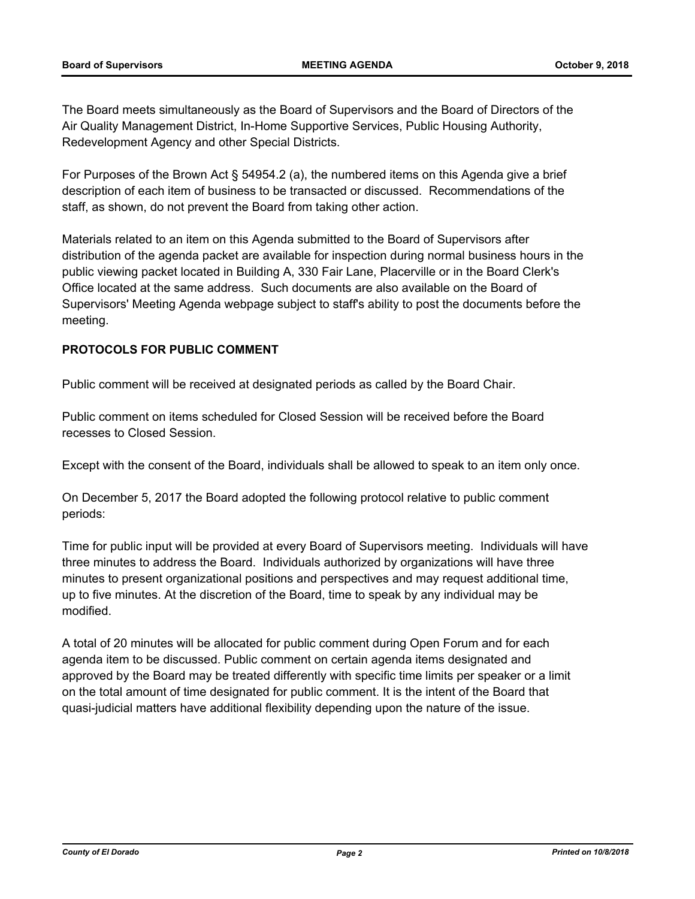The Board meets simultaneously as the Board of Supervisors and the Board of Directors of the Air Quality Management District, In-Home Supportive Services, Public Housing Authority, Redevelopment Agency and other Special Districts.

For Purposes of the Brown Act § 54954.2 (a), the numbered items on this Agenda give a brief description of each item of business to be transacted or discussed. Recommendations of the staff, as shown, do not prevent the Board from taking other action.

Materials related to an item on this Agenda submitted to the Board of Supervisors after distribution of the agenda packet are available for inspection during normal business hours in the public viewing packet located in Building A, 330 Fair Lane, Placerville or in the Board Clerk's Office located at the same address. Such documents are also available on the Board of Supervisors' Meeting Agenda webpage subject to staff's ability to post the documents before the meeting.

**PROTOCOLS FOR PUBLIC COMMENT**

Public comment will be received at designated periods as called by the Board Chair.

Public comment on items scheduled for Closed Session will be received before the Board recesses to Closed Session.

Except with the consent of the Board, individuals shall be allowed to speak to an item only once.

On December 5, 2017 the Board adopted the following protocol relative to public comment periods:

Time for public input will be provided at every Board of Supervisors meeting. Individuals will have three minutes to address the Board. Individuals authorized by organizations will have three minutes to present organizational positions and perspectives and may request additional time, up to five minutes. At the discretion of the Board, time to speak by any individual may be modified.

A total of 20 minutes will be allocated for public comment during Open Forum and for each agenda item to be discussed. Public comment on certain agenda items designated and approved by the Board may be treated differently with specific time limits per speaker or a limit on the total amount of time designated for public comment. It is the intent of the Board that quasi-judicial matters have additional flexibility depending upon the nature of the issue.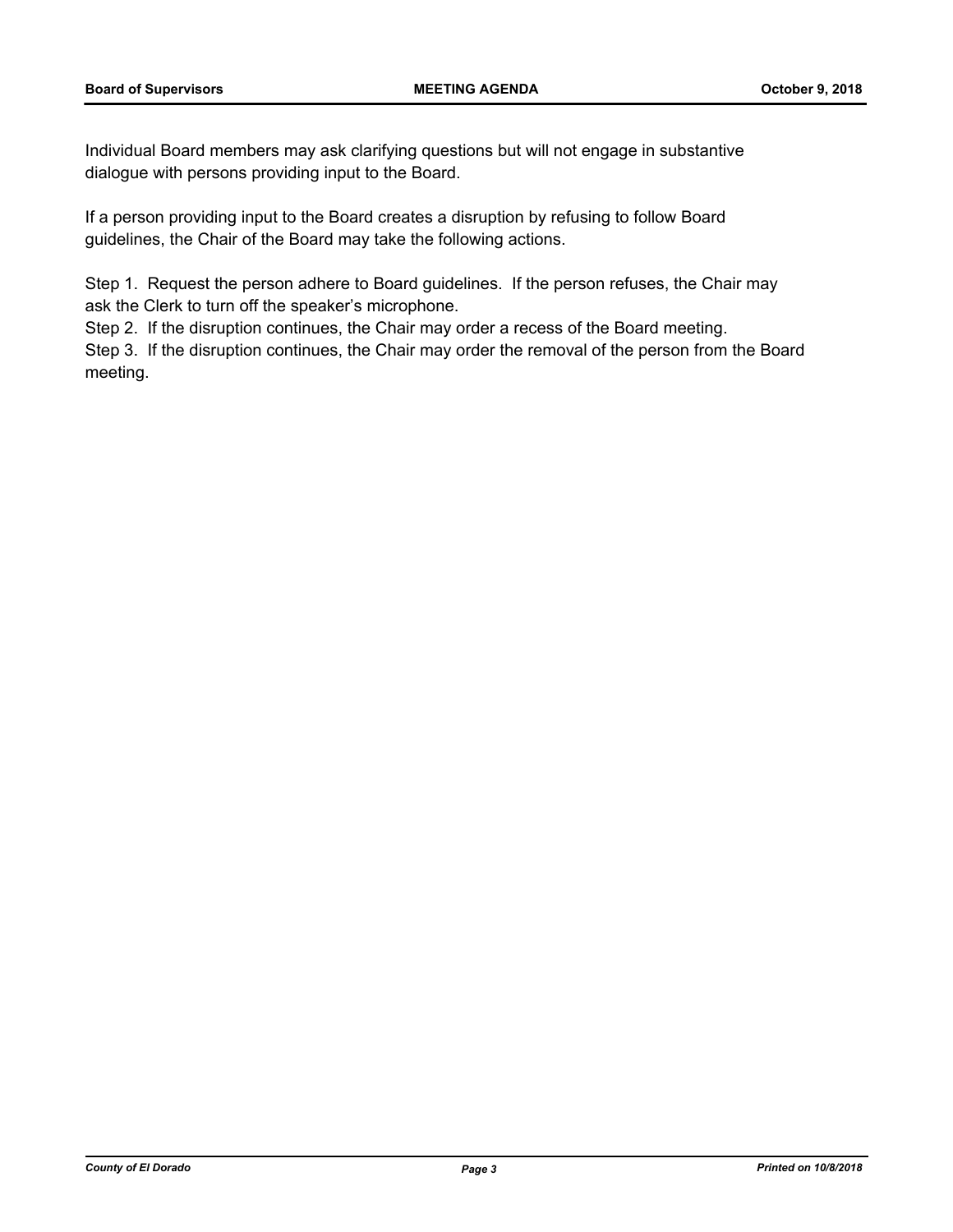Individual Board members may ask clarifying questions but will not engage in substantive dialogue with persons providing input to the Board.

If a person providing input to the Board creates a disruption by refusing to follow Board guidelines, the Chair of the Board may take the following actions.

Step 1. Request the person adhere to Board guidelines. If the person refuses, the Chair may ask the Clerk to turn off the speaker's microphone.
Step 2. If the disruption continues, the Chair may order a recess of the Board meeting.
Step 3. If the disruption continues, the Chair may order the removal of the person from the Board meeting.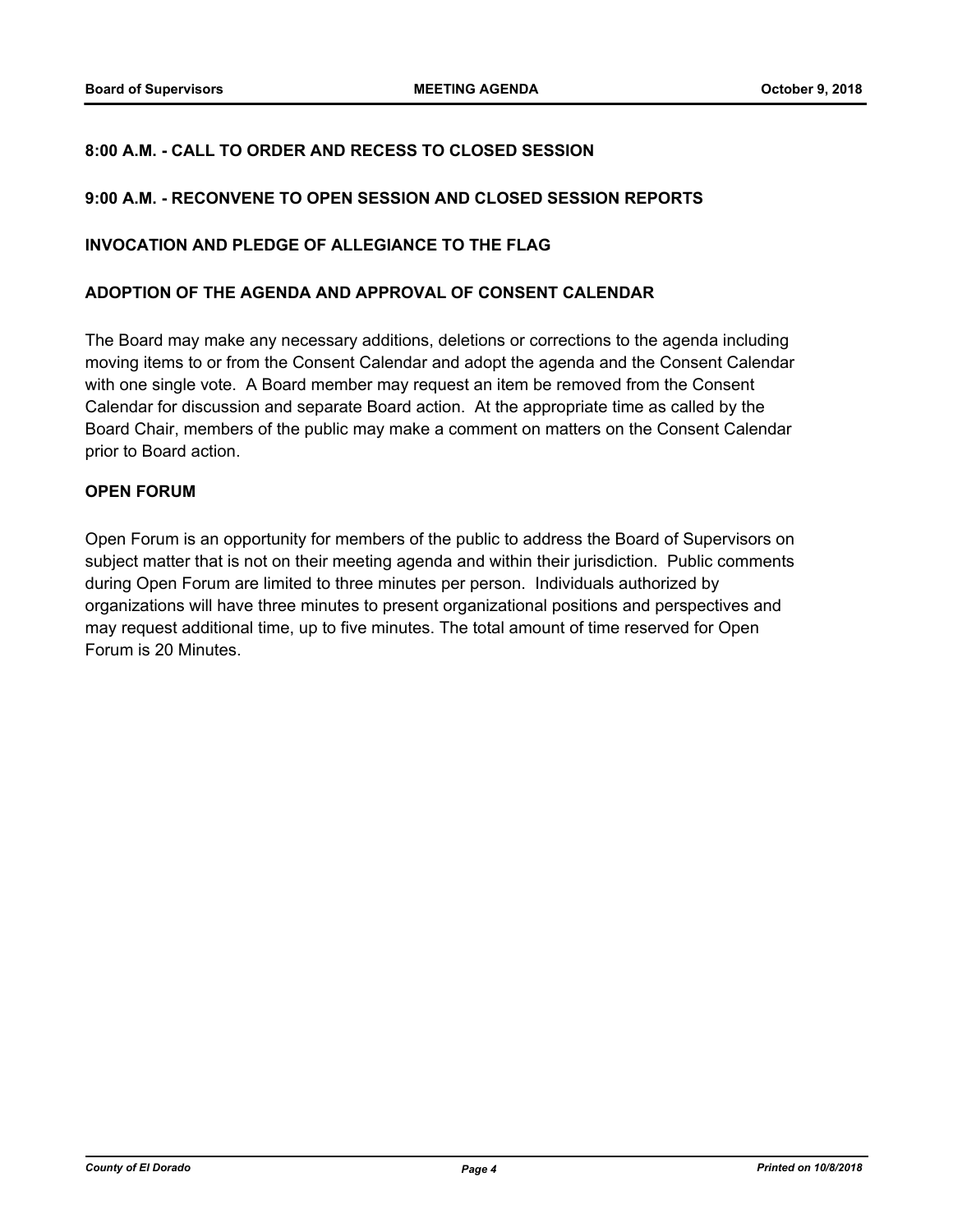**8:00 A.M. - CALL TO ORDER AND RECESS TO CLOSED SESSION**

**9:00 A.M. - RECONVENE TO OPEN SESSION AND CLOSED SESSION REPORTS**

**INVOCATION AND PLEDGE OF ALLEGIANCE TO THE FLAG**

**ADOPTION OF THE AGENDA AND APPROVAL OF CONSENT CALENDAR**

The Board may make any necessary additions, deletions or corrections to the agenda including moving items to or from the Consent Calendar and adopt the agenda and the Consent Calendar with one single vote. A Board member may request an item be removed from the Consent Calendar for discussion and separate Board action. At the appropriate time as called by the Board Chair, members of the public may make a comment on matters on the Consent Calendar prior to Board action.

**OPEN FORUM**

Open Forum is an opportunity for members of the public to address the Board of Supervisors on subject matter that is not on their meeting agenda and within their jurisdiction. Public comments during Open Forum are limited to three minutes per person. Individuals authorized by organizations will have three minutes to present organizational positions and perspectives and may request additional time, up to five minutes. The total amount of time reserved for Open Forum is 20 Minutes.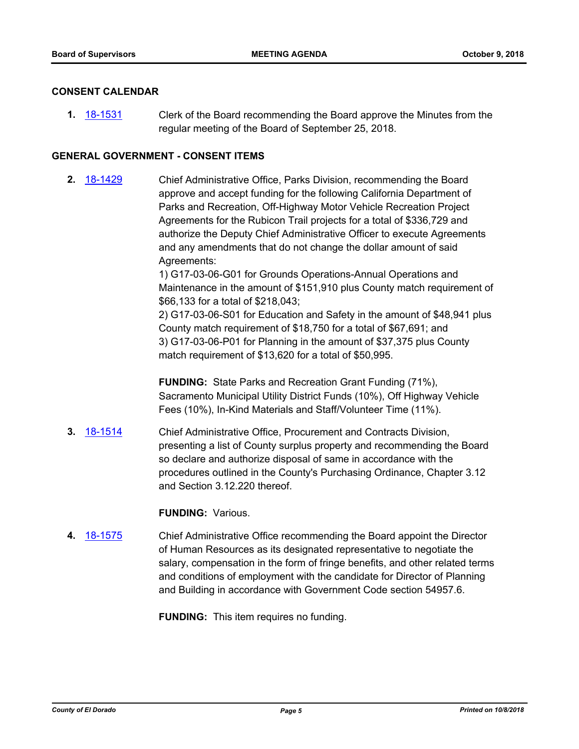## CONSENT CALENDAR

**1.** 18-1531 Clerk of the Board recommending the Board approve the Minutes from the regular meeting of the Board of September 25, 2018.

## GENERAL GOVERNMENT - CONSENT ITEMS

**2.** 18-1429 Chief Administrative Office, Parks Division, recommending the Board approve and accept funding for the following California Department of Parks and Recreation, Off-Highway Motor Vehicle Recreation Project Agreements for the Rubicon Trail projects for a total of $336,729 and authorize the Deputy Chief Administrative Officer to execute Agreements and any amendments that do not change the dollar amount of said Agreements:

1) G17-03-06-G01 for Grounds Operations-Annual Operations and Maintenance in the amount of $151,910 plus County match requirement of $66,133 for a total of $218,043;

2) G17-03-06-S01 for Education and Safety in the amount of $48,941 plus County match requirement of $18,750 for a total of $67,691; and

3) G17-03-06-P01 for Planning in the amount of $37,375 plus County match requirement of $13,620 for a total of $50,995.

**FUNDING:** State Parks and Recreation Grant Funding (71%), Sacramento Municipal Utility District Funds (10%), Off Highway Vehicle Fees (10%), In-Kind Materials and Staff/Volunteer Time (11%).

**3.** 18-1514 Chief Administrative Office, Procurement and Contracts Division, presenting a list of County surplus property and recommending the Board so declare and authorize disposal of same in accordance with the procedures outlined in the County's Purchasing Ordinance, Chapter 3.12 and Section 3.12.220 thereof.

**FUNDING:** Various.

**4.** 18-1575 Chief Administrative Office recommending the Board appoint the Director of Human Resources as its designated representative to negotiate the salary, compensation in the form of fringe benefits, and other related terms and conditions of employment with the candidate for Director of Planning and Building in accordance with Government Code section 54957.6.

**FUNDING:** This item requires no funding.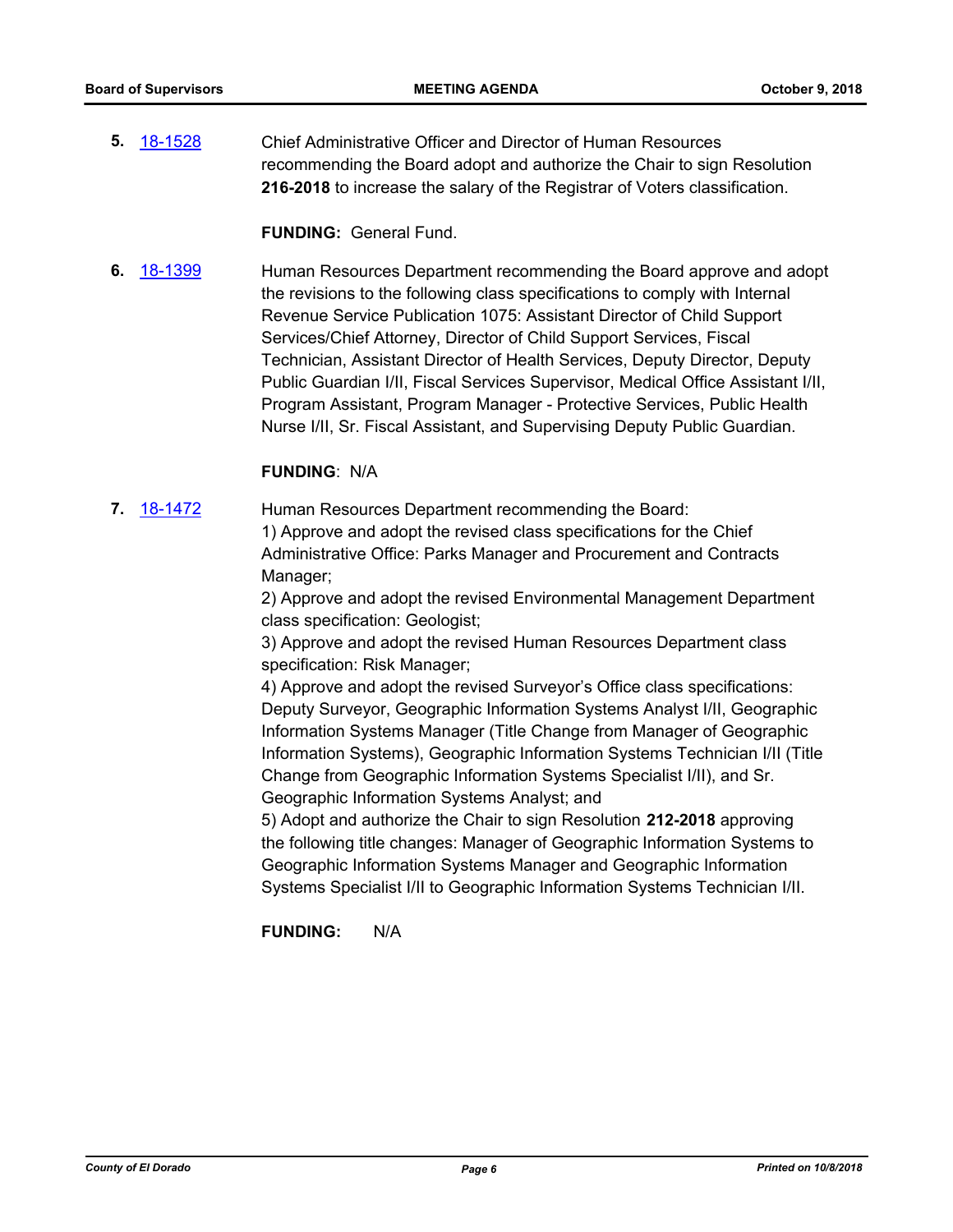**5.** [18-1528](18-1528) Chief Administrative Officer and Director of Human Resources recommending the Board adopt and authorize the Chair to sign Resolution **216-2018** to increase the salary of the Registrar of Voters classification.

**FUNDING:** General Fund.

**6.** [18-1399](18-1399) Human Resources Department recommending the Board approve and adopt the revisions to the following class specifications to comply with Internal Revenue Service Publication 1075: Assistant Director of Child Support Services/Chief Attorney, Director of Child Support Services, Fiscal Technician, Assistant Director of Health Services, Deputy Director, Deputy Public Guardian I/II, Fiscal Services Supervisor, Medical Office Assistant I/II, Program Assistant, Program Manager - Protective Services, Public Health Nurse I/II, Sr. Fiscal Assistant, and Supervising Deputy Public Guardian.

**FUNDING**: N/A

**7.** [18-1472](18-1472) Human Resources Department recommending the Board:

1) Approve and adopt the revised class specifications for the Chief Administrative Office: Parks Manager and Procurement and Contracts Manager;

2) Approve and adopt the revised Environmental Management Department class specification: Geologist;

3) Approve and adopt the revised Human Resources Department class specification: Risk Manager;

4) Approve and adopt the revised Surveyor's Office class specifications: Deputy Surveyor, Geographic Information Systems Analyst I/II, Geographic Information Systems Manager (Title Change from Manager of Geographic Information Systems), Geographic Information Systems Technician I/II (Title Change from Geographic Information Systems Specialist I/II), and Sr. Geographic Information Systems Analyst; and

5) Adopt and authorize the Chair to sign Resolution **212-2018** approving the following title changes: Manager of Geographic Information Systems to Geographic Information Systems Manager and Geographic Information Systems Specialist I/II to Geographic Information Systems Technician I/II.

**FUNDING:** N/A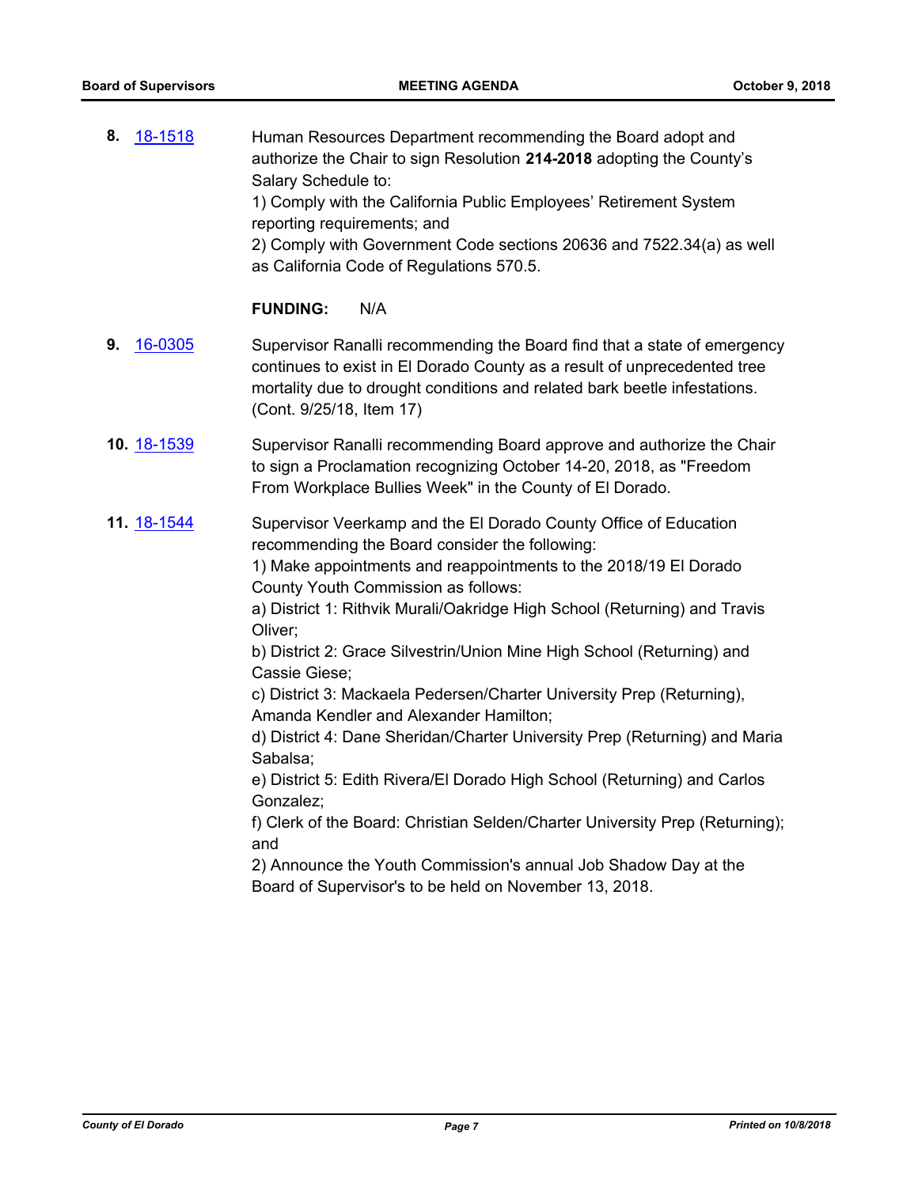**8.** 18-1518

Human Resources Department recommending the Board adopt and authorize the Chair to sign Resolution **214-2018** adopting the County's Salary Schedule to:
1) Comply with the California Public Employees' Retirement System reporting requirements; and
2) Comply with Government Code sections 20636 and 7522.34(a) as well as California Code of Regulations 570.5.

**FUNDING:** N/A

**9.** 16-0305

Supervisor Ranalli recommending the Board find that a state of emergency continues to exist in El Dorado County as a result of unprecedented tree mortality due to drought conditions and related bark beetle infestations. (Cont. 9/25/18, Item 17)

**10.** 18-1539

Supervisor Ranalli recommending Board approve and authorize the Chair to sign a Proclamation recognizing October 14-20, 2018, as "Freedom From Workplace Bullies Week" in the County of El Dorado.

**11.** 18-1544

Supervisor Veerkamp and the El Dorado County Office of Education recommending the Board consider the following:
1) Make appointments and reappointments to the 2018/19 El Dorado County Youth Commission as follows:
a) District 1: Rithvik Murali/Oakridge High School (Returning) and Travis Oliver;
b) District 2: Grace Silvestrin/Union Mine High School (Returning) and Cassie Giese;
c) District 3: Mackaela Pedersen/Charter University Prep (Returning), Amanda Kendler and Alexander Hamilton;
d) District 4: Dane Sheridan/Charter University Prep (Returning) and Maria Sabalsa;
e) District 5: Edith Rivera/El Dorado High School (Returning) and Carlos Gonzalez;
f) Clerk of the Board: Christian Selden/Charter University Prep (Returning); and
2) Announce the Youth Commission's annual Job Shadow Day at the Board of Supervisor's to be held on November 13, 2018.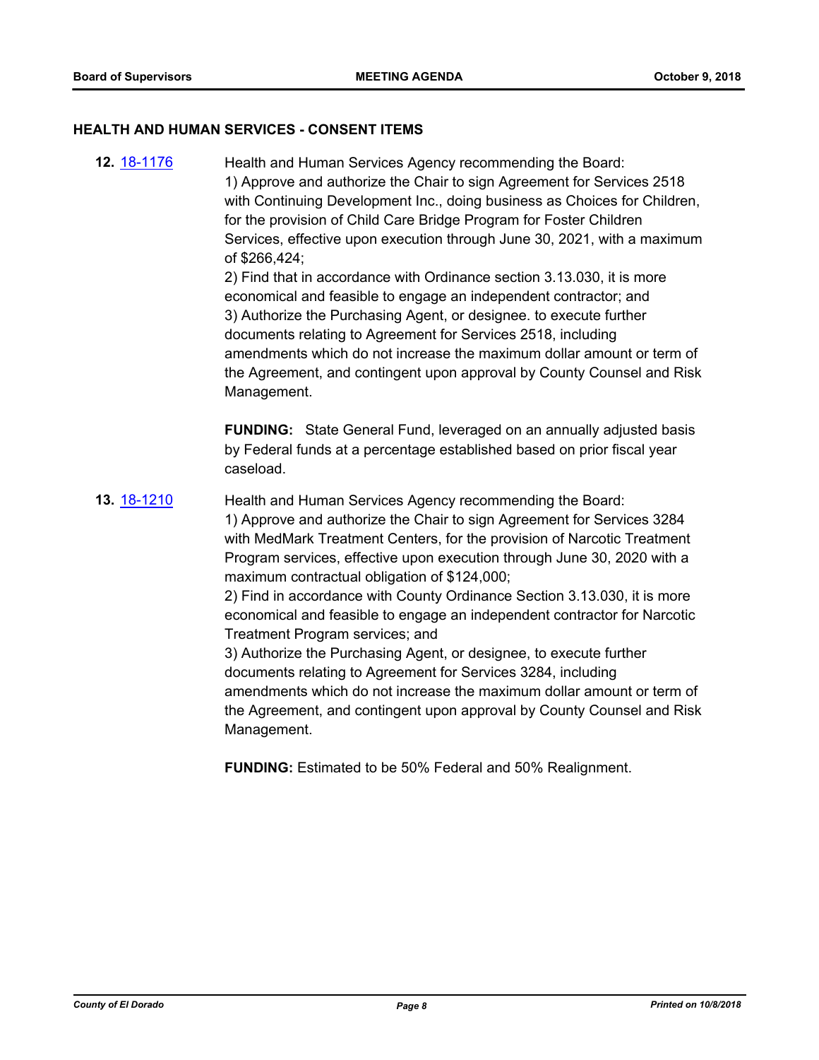## HEALTH AND HUMAN SERVICES - CONSENT ITEMS

**12.** 18-1176

Health and Human Services Agency recommending the Board:
1) Approve and authorize the Chair to sign Agreement for Services 2518 with Continuing Development Inc., doing business as Choices for Children, for the provision of Child Care Bridge Program for Foster Children Services, effective upon execution through June 30, 2021, with a maximum of $266,424;
2) Find that in accordance with Ordinance section 3.13.030, it is more economical and feasible to engage an independent contractor; and
3) Authorize the Purchasing Agent, or designee. to execute further documents relating to Agreement for Services 2518, including amendments which do not increase the maximum dollar amount or term of the Agreement, and contingent upon approval by County Counsel and Risk Management.

**FUNDING:** State General Fund, leveraged on an annually adjusted basis by Federal funds at a percentage established based on prior fiscal year caseload.

**13.** 18-1210

Health and Human Services Agency recommending the Board:
1) Approve and authorize the Chair to sign Agreement for Services 3284 with MedMark Treatment Centers, for the provision of Narcotic Treatment Program services, effective upon execution through June 30, 2020 with a maximum contractual obligation of $124,000;
2) Find in accordance with County Ordinance Section 3.13.030, it is more economical and feasible to engage an independent contractor for Narcotic Treatment Program services; and
3) Authorize the Purchasing Agent, or designee, to execute further documents relating to Agreement for Services 3284, including amendments which do not increase the maximum dollar amount or term of the Agreement, and contingent upon approval by County Counsel and Risk Management.

**FUNDING:** Estimated to be 50% Federal and 50% Realignment.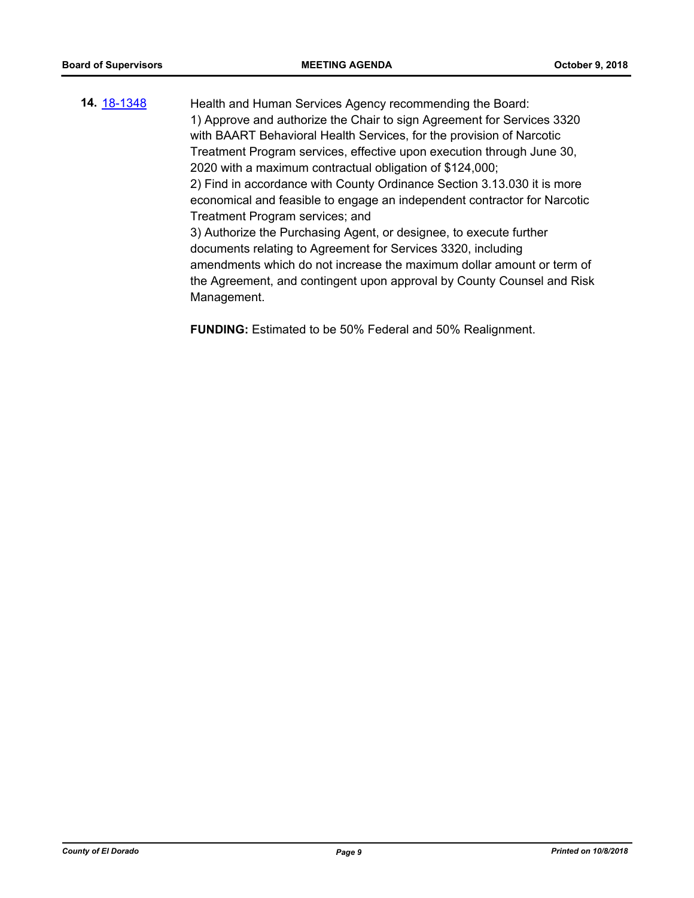**14.** [18-1348](#)

Health and Human Services Agency recommending the Board:
1) Approve and authorize the Chair to sign Agreement for Services 3320 with BAART Behavioral Health Services, for the provision of Narcotic Treatment Program services, effective upon execution through June 30, 2020 with a maximum contractual obligation of $124,000;
2) Find in accordance with County Ordinance Section 3.13.030 it is more economical and feasible to engage an independent contractor for Narcotic Treatment Program services; and
3) Authorize the Purchasing Agent, or designee, to execute further documents relating to Agreement for Services 3320, including amendments which do not increase the maximum dollar amount or term of the Agreement, and contingent upon approval by County Counsel and Risk Management.

**FUNDING:** Estimated to be 50% Federal and 50% Realignment.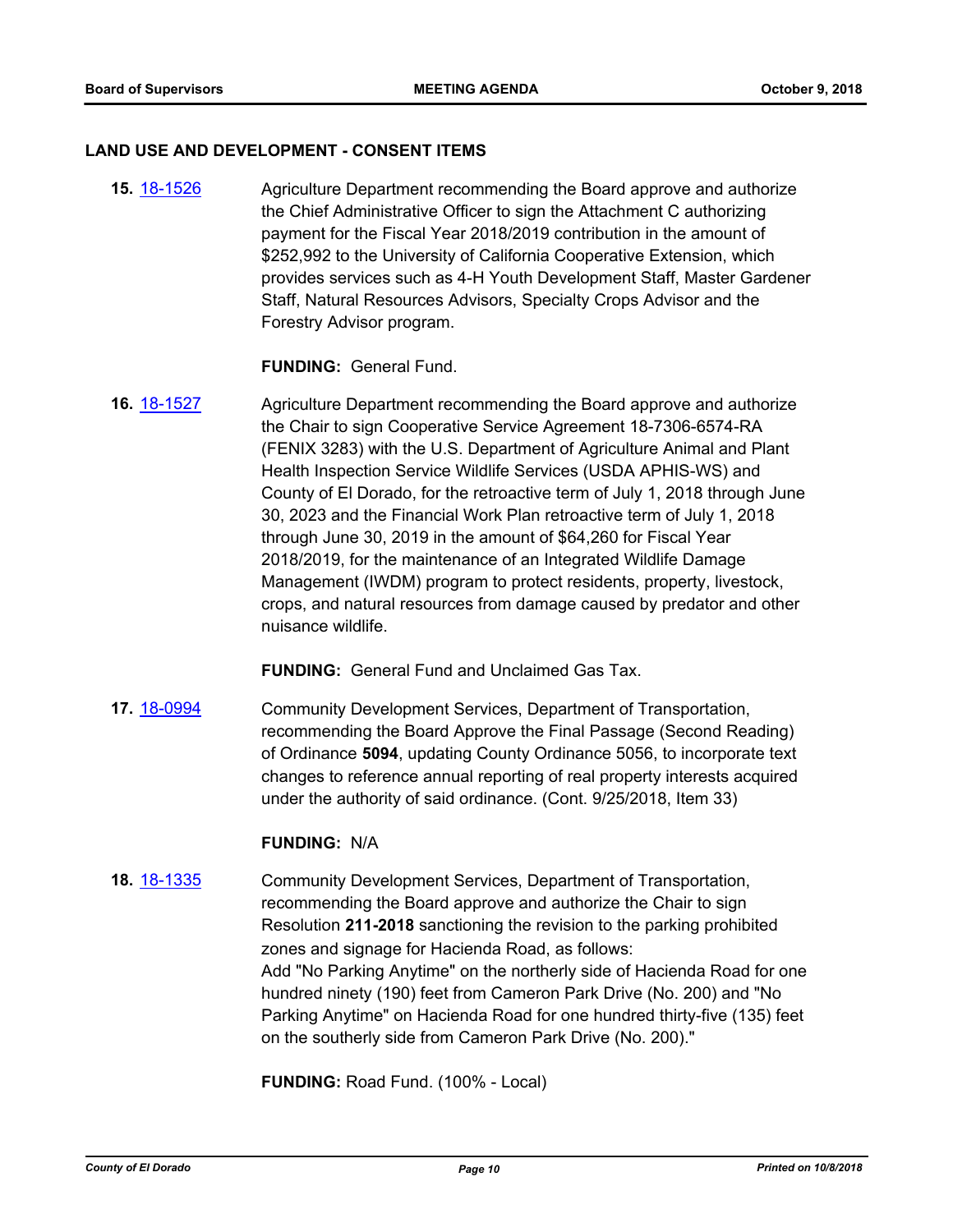### LAND USE AND DEVELOPMENT - CONSENT ITEMS

**15.** 18-1526 Agriculture Department recommending the Board approve and authorize the Chief Administrative Officer to sign the Attachment C authorizing payment for the Fiscal Year 2018/2019 contribution in the amount of $252,992 to the University of California Cooperative Extension, which provides services such as 4-H Youth Development Staff, Master Gardener Staff, Natural Resources Advisors, Specialty Crops Advisor and the Forestry Advisor program.

**FUNDING:** General Fund.

**16.** 18-1527 Agriculture Department recommending the Board approve and authorize the Chair to sign Cooperative Service Agreement 18-7306-6574-RA (FENIX 3283) with the U.S. Department of Agriculture Animal and Plant Health Inspection Service Wildlife Services (USDA APHIS-WS) and County of El Dorado, for the retroactive term of July 1, 2018 through June 30, 2023 and the Financial Work Plan retroactive term of July 1, 2018 through June 30, 2019 in the amount of $64,260 for Fiscal Year 2018/2019, for the maintenance of an Integrated Wildlife Damage Management (IWDM) program to protect residents, property, livestock, crops, and natural resources from damage caused by predator and other nuisance wildlife.

**FUNDING:** General Fund and Unclaimed Gas Tax.

**17.** 18-0994 Community Development Services, Department of Transportation, recommending the Board Approve the Final Passage (Second Reading) of Ordinance **5094**, updating County Ordinance 5056, to incorporate text changes to reference annual reporting of real property interests acquired under the authority of said ordinance. (Cont. 9/25/2018, Item 33)

**FUNDING:** N/A

**18.** 18-1335 Community Development Services, Department of Transportation, recommending the Board approve and authorize the Chair to sign Resolution **211-2018** sanctioning the revision to the parking prohibited zones and signage for Hacienda Road, as follows:
Add "No Parking Anytime" on the northerly side of Hacienda Road for one hundred ninety (190) feet from Cameron Park Drive (No. 200) and "No Parking Anytime" on Hacienda Road for one hundred thirty-five (135) feet on the southerly side from Cameron Park Drive (No. 200)."

**FUNDING:** Road Fund. (100% - Local)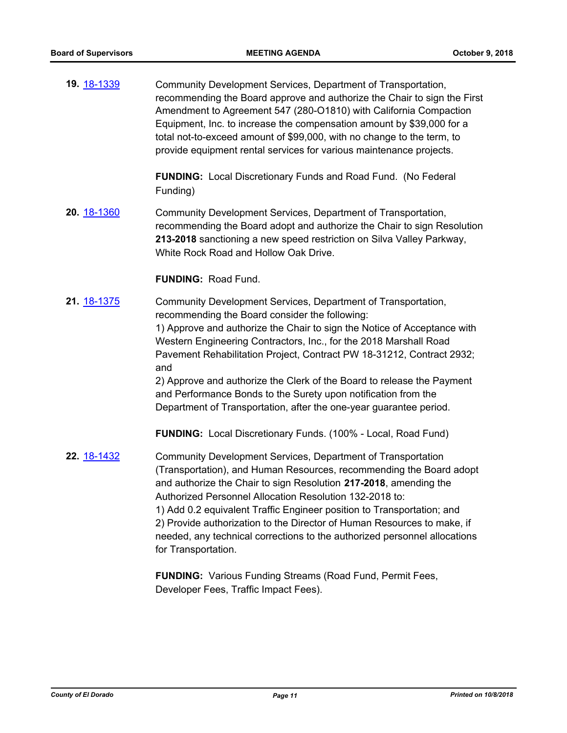**19.** 18-1339 Community Development Services, Department of Transportation, recommending the Board approve and authorize the Chair to sign the First Amendment to Agreement 547 (280-O1810) with California Compaction Equipment, Inc. to increase the compensation amount by $39,000 for a total not-to-exceed amount of $99,000, with no change to the term, to provide equipment rental services for various maintenance projects.

**FUNDING:** Local Discretionary Funds and Road Fund. (No Federal Funding)

**20.** 18-1360 Community Development Services, Department of Transportation, recommending the Board adopt and authorize the Chair to sign Resolution **213-2018** sanctioning a new speed restriction on Silva Valley Parkway, White Rock Road and Hollow Oak Drive.

**FUNDING:** Road Fund.

**21.** 18-1375 Community Development Services, Department of Transportation, recommending the Board consider the following:
1) Approve and authorize the Chair to sign the Notice of Acceptance with Western Engineering Contractors, Inc., for the 2018 Marshall Road Pavement Rehabilitation Project, Contract PW 18-31212, Contract 2932; and
2) Approve and authorize the Clerk of the Board to release the Payment and Performance Bonds to the Surety upon notification from the Department of Transportation, after the one-year guarantee period.

**FUNDING:** Local Discretionary Funds. (100% - Local, Road Fund)

**22.** 18-1432 Community Development Services, Department of Transportation (Transportation), and Human Resources, recommending the Board adopt and authorize the Chair to sign Resolution **217-2018**, amending the Authorized Personnel Allocation Resolution 132-2018 to:
1) Add 0.2 equivalent Traffic Engineer position to Transportation; and
2) Provide authorization to the Director of Human Resources to make, if needed, any technical corrections to the authorized personnel allocations for Transportation.

**FUNDING:** Various Funding Streams (Road Fund, Permit Fees, Developer Fees, Traffic Impact Fees).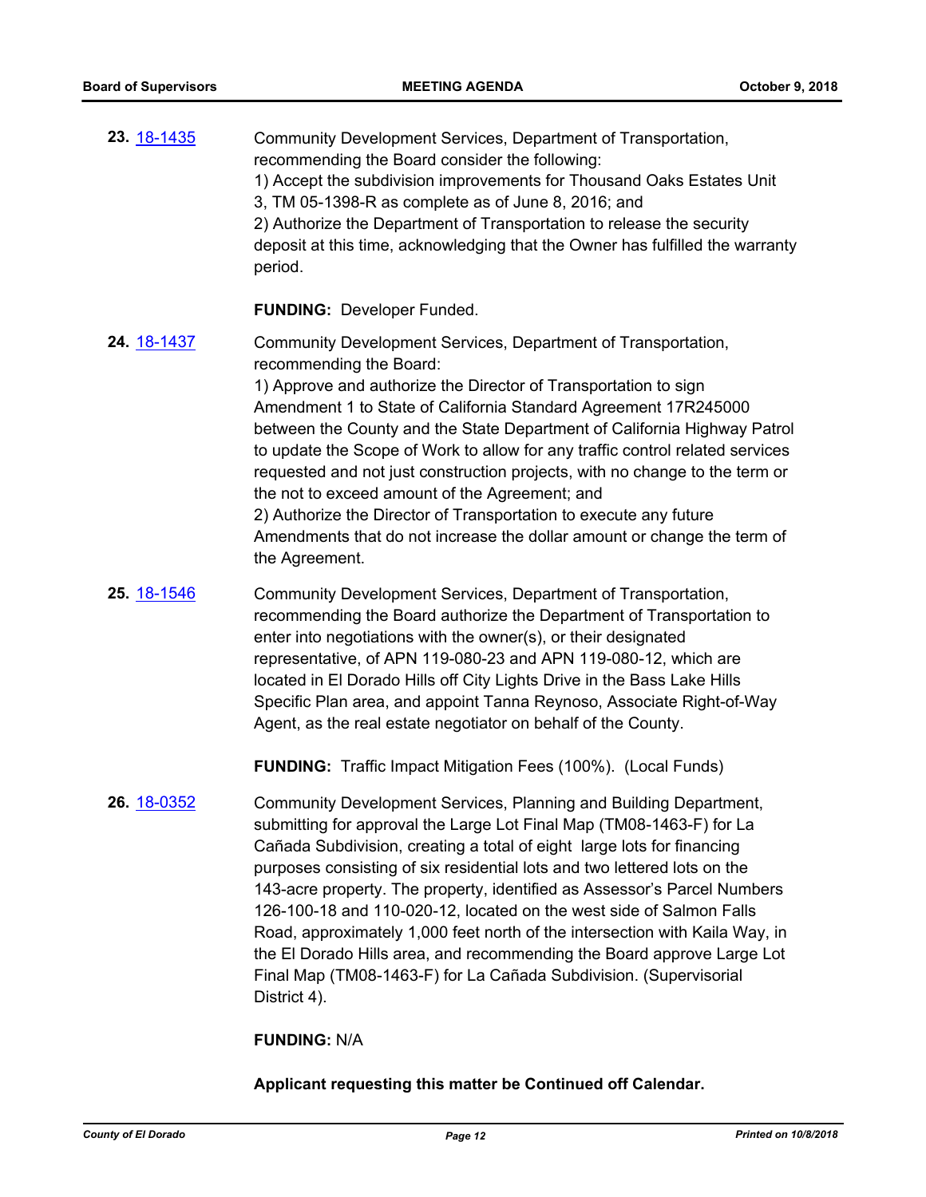**23.** [18-1435](#)

Community Development Services, Department of Transportation, recommending the Board consider the following:
1) Accept the subdivision improvements for Thousand Oaks Estates Unit 3, TM 05-1398-R as complete as of June 8, 2016; and
2) Authorize the Department of Transportation to release the security deposit at this time, acknowledging that the Owner has fulfilled the warranty period.

**FUNDING:** Developer Funded.

**24.** [18-1437](#)

Community Development Services, Department of Transportation, recommending the Board:
1) Approve and authorize the Director of Transportation to sign Amendment 1 to State of California Standard Agreement 17R245000 between the County and the State Department of California Highway Patrol to update the Scope of Work to allow for any traffic control related services requested and not just construction projects, with no change to the term or the not to exceed amount of the Agreement; and
2) Authorize the Director of Transportation to execute any future Amendments that do not increase the dollar amount or change the term of the Agreement.

**25.** [18-1546](#)

Community Development Services, Department of Transportation, recommending the Board authorize the Department of Transportation to enter into negotiations with the owner(s), or their designated representative, of APN 119-080-23 and APN 119-080-12, which are located in El Dorado Hills off City Lights Drive in the Bass Lake Hills Specific Plan area, and appoint Tanna Reynoso, Associate Right-of-Way Agent, as the real estate negotiator on behalf of the County.

**FUNDING:** Traffic Impact Mitigation Fees (100%). (Local Funds)

**26.** [18-0352](#)

Community Development Services, Planning and Building Department, submitting for approval the Large Lot Final Map (TM08-1463-F) for La Cañada Subdivision, creating a total of eight large lots for financing purposes consisting of six residential lots and two lettered lots on the 143-acre property. The property, identified as Assessor's Parcel Numbers 126-100-18 and 110-020-12, located on the west side of Salmon Falls Road, approximately 1,000 feet north of the intersection with Kaila Way, in the El Dorado Hills area, and recommending the Board approve Large Lot Final Map (TM08-1463-F) for La Cañada Subdivision. (Supervisorial District 4).

**FUNDING:** N/A

**Applicant requesting this matter be Continued off Calendar.**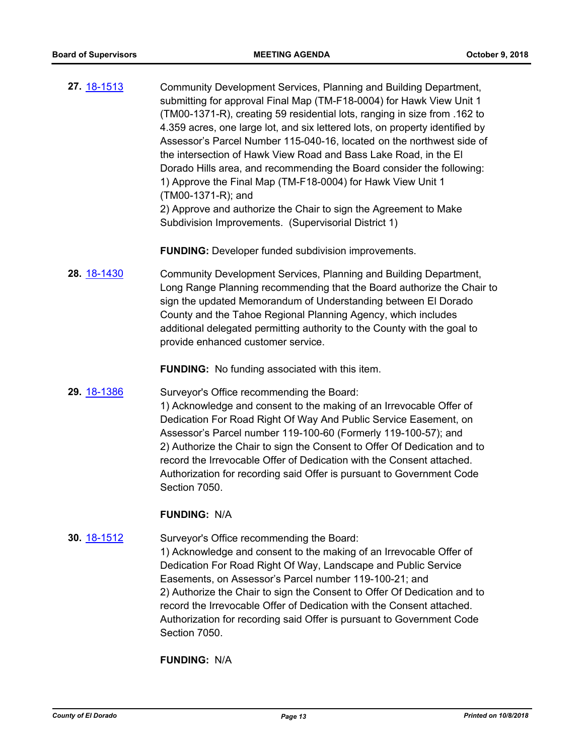**27.** [18-1513](#)

Community Development Services, Planning and Building Department, submitting for approval Final Map (TM-F18-0004) for Hawk View Unit 1 (TM00-1371-R), creating 59 residential lots, ranging in size from .162 to 4.359 acres, one large lot, and six lettered lots, on property identified by Assessor's Parcel Number 115-040-16, located on the northwest side of the intersection of Hawk View Road and Bass Lake Road, in the El Dorado Hills area, and recommending the Board consider the following:
1) Approve the Final Map (TM-F18-0004) for Hawk View Unit 1 (TM00-1371-R); and
2) Approve and authorize the Chair to sign the Agreement to Make Subdivision Improvements. (Supervisorial District 1)

**FUNDING:** Developer funded subdivision improvements.

**28.** [18-1430](#)

Community Development Services, Planning and Building Department, Long Range Planning recommending that the Board authorize the Chair to sign the updated Memorandum of Understanding between El Dorado County and the Tahoe Regional Planning Agency, which includes additional delegated permitting authority to the County with the goal to provide enhanced customer service.

**FUNDING:** No funding associated with this item.

**29.** [18-1386](#)

Surveyor's Office recommending the Board:
1) Acknowledge and consent to the making of an Irrevocable Offer of Dedication For Road Right Of Way And Public Service Easement, on Assessor's Parcel number 119-100-60 (Formerly 119-100-57); and
2) Authorize the Chair to sign the Consent to Offer Of Dedication and to record the Irrevocable Offer of Dedication with the Consent attached. Authorization for recording said Offer is pursuant to Government Code Section 7050.

**FUNDING:** N/A

**30.** [18-1512](#)

Surveyor's Office recommending the Board:
1) Acknowledge and consent to the making of an Irrevocable Offer of Dedication For Road Right Of Way, Landscape and Public Service Easements, on Assessor's Parcel number 119-100-21; and
2) Authorize the Chair to sign the Consent to Offer Of Dedication and to record the Irrevocable Offer of Dedication with the Consent attached. Authorization for recording said Offer is pursuant to Government Code Section 7050.

**FUNDING:** N/A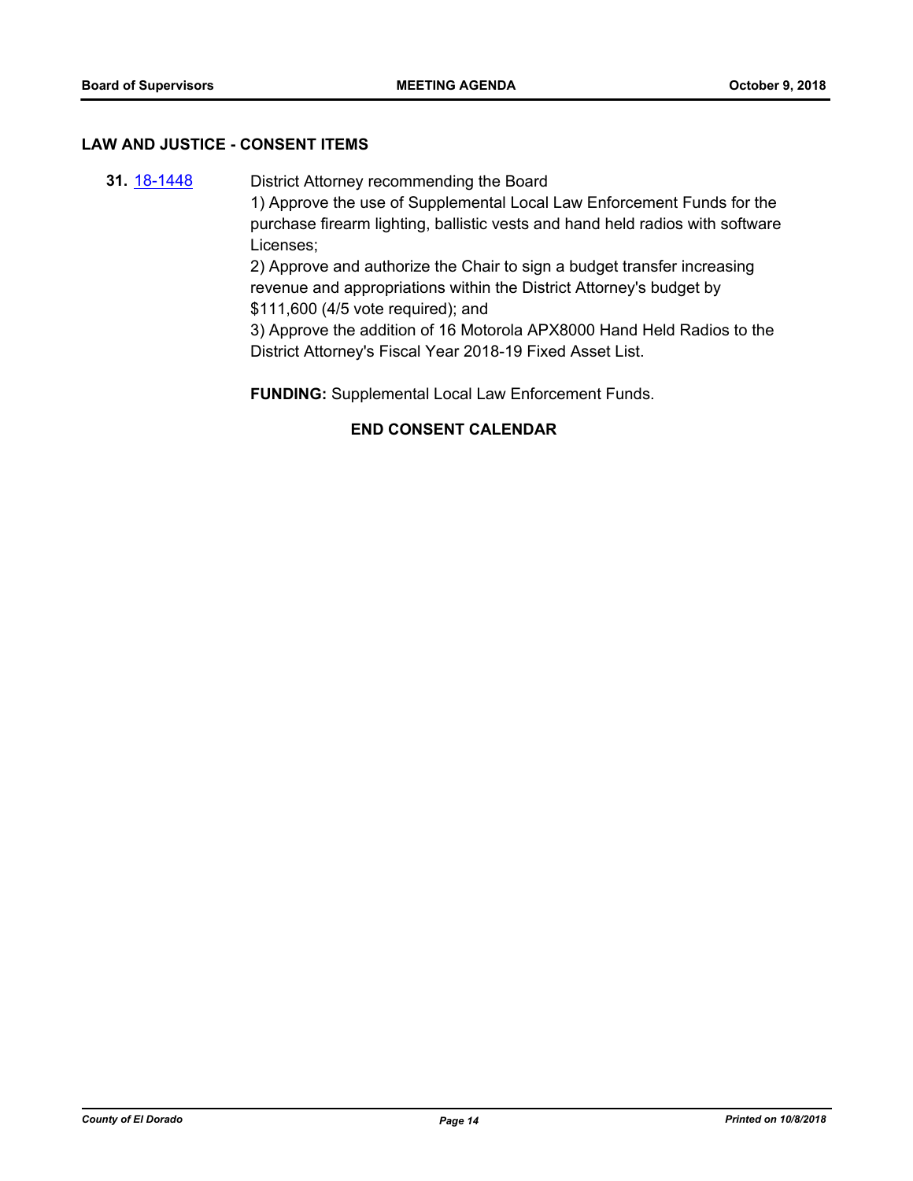## LAW AND JUSTICE - CONSENT ITEMS

**31.** [18-1448](18-1448) District Attorney recommending the Board

1) Approve the use of Supplemental Local Law Enforcement Funds for the purchase firearm lighting, ballistic vests and hand held radios with software Licenses;

2) Approve and authorize the Chair to sign a budget transfer increasing revenue and appropriations within the District Attorney's budget by $111,600 (4/5 vote required); and

3) Approve the addition of 16 Motorola APX8000 Hand Held Radios to the District Attorney's Fiscal Year 2018-19 Fixed Asset List.

**FUNDING:** Supplemental Local Law Enforcement Funds.

**END CONSENT CALENDAR**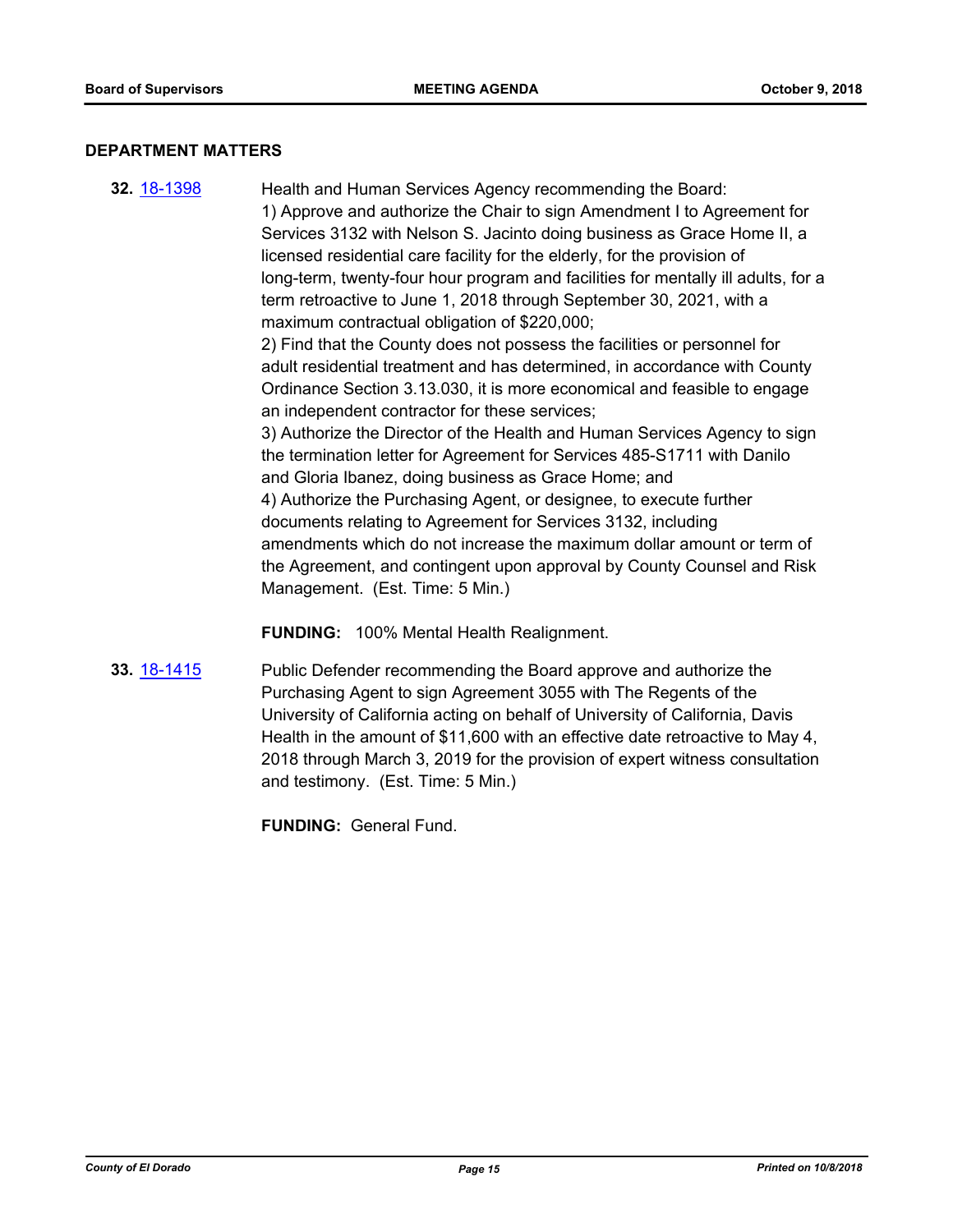## DEPARTMENT MATTERS

**32.** [18-1398](18-1398)

Health and Human Services Agency recommending the Board:
1) Approve and authorize the Chair to sign Amendment I to Agreement for Services 3132 with Nelson S. Jacinto doing business as Grace Home II, a licensed residential care facility for the elderly, for the provision of long-term, twenty-four hour program and facilities for mentally ill adults, for a term retroactive to June 1, 2018 through September 30, 2021, with a maximum contractual obligation of $220,000;
2) Find that the County does not possess the facilities or personnel for adult residential treatment and has determined, in accordance with County Ordinance Section 3.13.030, it is more economical and feasible to engage an independent contractor for these services;
3) Authorize the Director of the Health and Human Services Agency to sign the termination letter for Agreement for Services 485-S1711 with Danilo and Gloria Ibanez, doing business as Grace Home; and
4) Authorize the Purchasing Agent, or designee, to execute further documents relating to Agreement for Services 3132, including amendments which do not increase the maximum dollar amount or term of the Agreement, and contingent upon approval by County Counsel and Risk Management. (Est. Time: 5 Min.)

**FUNDING:** 100% Mental Health Realignment.

**33.** [18-1415](18-1415)

Public Defender recommending the Board approve and authorize the Purchasing Agent to sign Agreement 3055 with The Regents of the University of California acting on behalf of University of California, Davis Health in the amount of $11,600 with an effective date retroactive to May 4, 2018 through March 3, 2019 for the provision of expert witness consultation and testimony. (Est. Time: 5 Min.)

**FUNDING:** General Fund.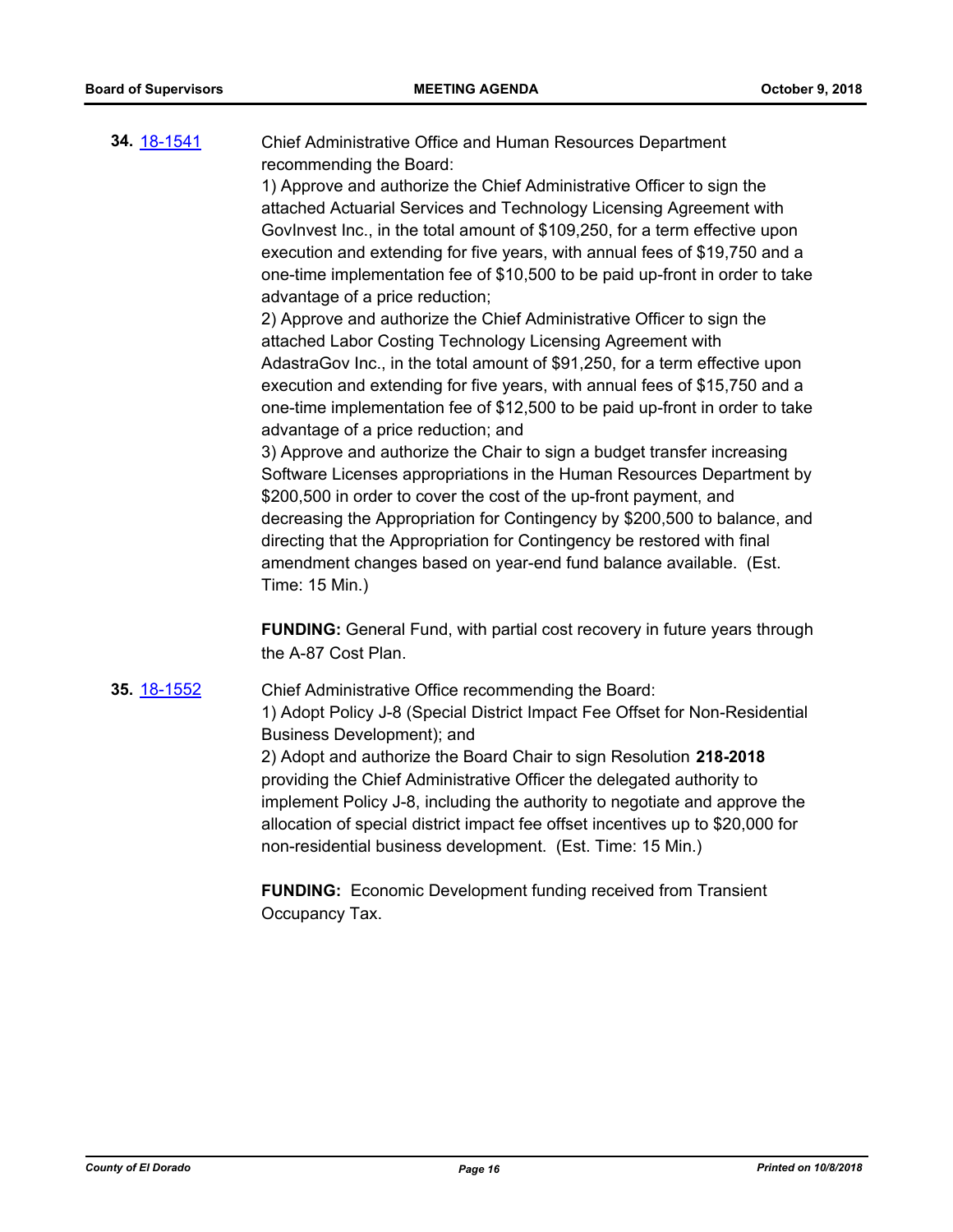**34.** [18-1541](18-1541)

Chief Administrative Office and Human Resources Department recommending the Board:

1) Approve and authorize the Chief Administrative Officer to sign the attached Actuarial Services and Technology Licensing Agreement with GovInvest Inc., in the total amount of $109,250, for a term effective upon execution and extending for five years, with annual fees of $19,750 and a one-time implementation fee of $10,500 to be paid up-front in order to take advantage of a price reduction;

2) Approve and authorize the Chief Administrative Officer to sign the attached Labor Costing Technology Licensing Agreement with AdastraGov Inc., in the total amount of $91,250, for a term effective upon execution and extending for five years, with annual fees of $15,750 and a one-time implementation fee of $12,500 to be paid up-front in order to take advantage of a price reduction; and

3) Approve and authorize the Chair to sign a budget transfer increasing Software Licenses appropriations in the Human Resources Department by $200,500 in order to cover the cost of the up-front payment, and decreasing the Appropriation for Contingency by $200,500 to balance, and directing that the Appropriation for Contingency be restored with final amendment changes based on year-end fund balance available. (Est. Time: 15 Min.)

**FUNDING:** General Fund, with partial cost recovery in future years through the A-87 Cost Plan.

**35.** [18-1552](18-1552)

Chief Administrative Office recommending the Board:

1) Adopt Policy J-8 (Special District Impact Fee Offset for Non-Residential Business Development); and

2) Adopt and authorize the Board Chair to sign Resolution **218-2018** providing the Chief Administrative Officer the delegated authority to implement Policy J-8, including the authority to negotiate and approve the allocation of special district impact fee offset incentives up to $20,000 for non-residential business development. (Est. Time: 15 Min.)

**FUNDING:** Economic Development funding received from Transient Occupancy Tax.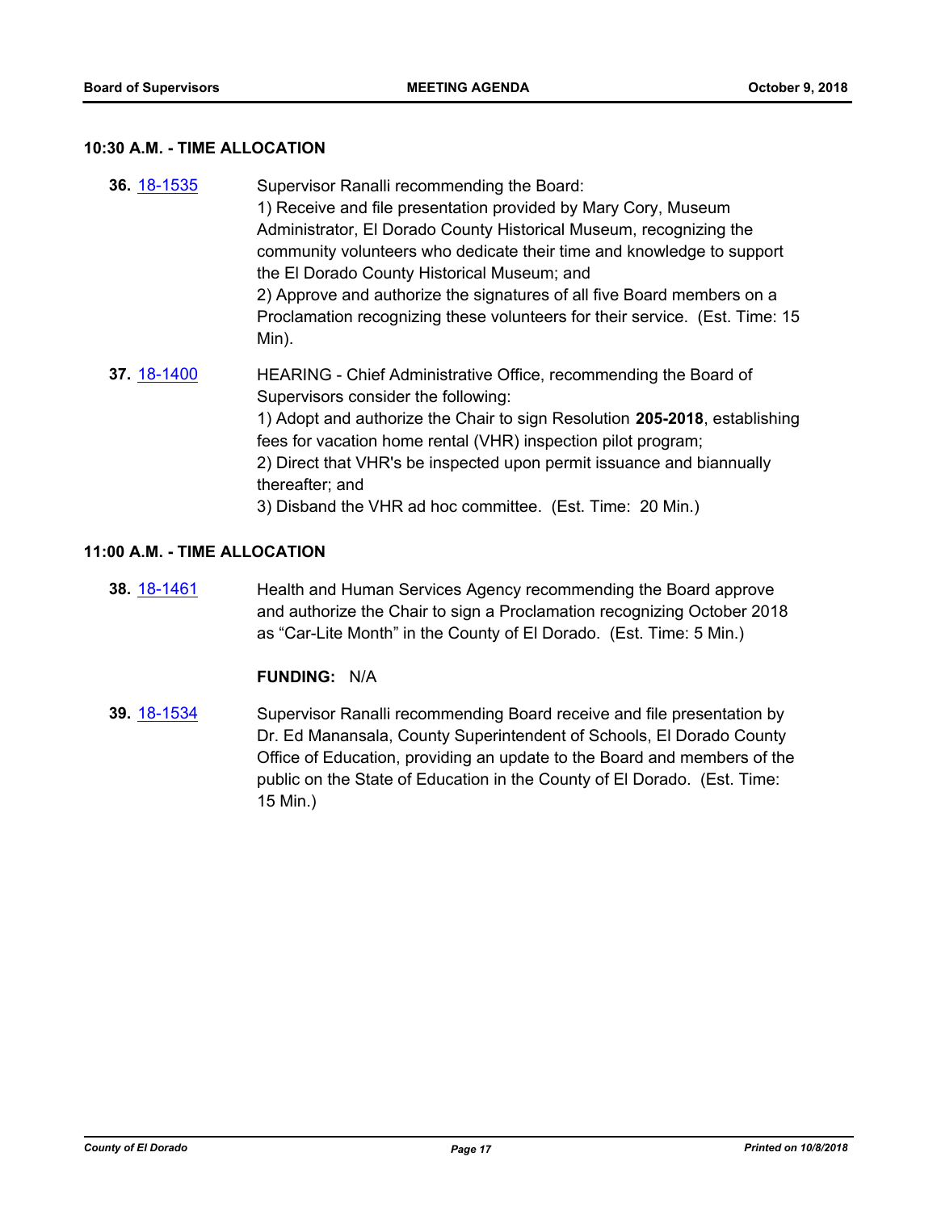### 10:30 A.M. - TIME ALLOCATION

**36.** [18-1535](18-1535) Supervisor Ranalli recommending the Board:
1) Receive and file presentation provided by Mary Cory, Museum Administrator, El Dorado County Historical Museum, recognizing the community volunteers who dedicate their time and knowledge to support the El Dorado County Historical Museum; and
2) Approve and authorize the signatures of all five Board members on a Proclamation recognizing these volunteers for their service. (Est. Time: 15 Min).

**37.** [18-1400](18-1400) HEARING - Chief Administrative Office, recommending the Board of Supervisors consider the following:
1) Adopt and authorize the Chair to sign Resolution **205-2018**, establishing fees for vacation home rental (VHR) inspection pilot program;
2) Direct that VHR's be inspected upon permit issuance and biannually thereafter; and
3) Disband the VHR ad hoc committee. (Est. Time: 20 Min.)

### 11:00 A.M. - TIME ALLOCATION

**38.** [18-1461](18-1461) Health and Human Services Agency recommending the Board approve and authorize the Chair to sign a Proclamation recognizing October 2018 as "Car-Lite Month" in the County of El Dorado. (Est. Time: 5 Min.)

**FUNDING:** N/A

**39.** [18-1534](18-1534) Supervisor Ranalli recommending Board receive and file presentation by Dr. Ed Manansala, County Superintendent of Schools, El Dorado County Office of Education, providing an update to the Board and members of the public on the State of Education in the County of El Dorado. (Est. Time: 15 Min.)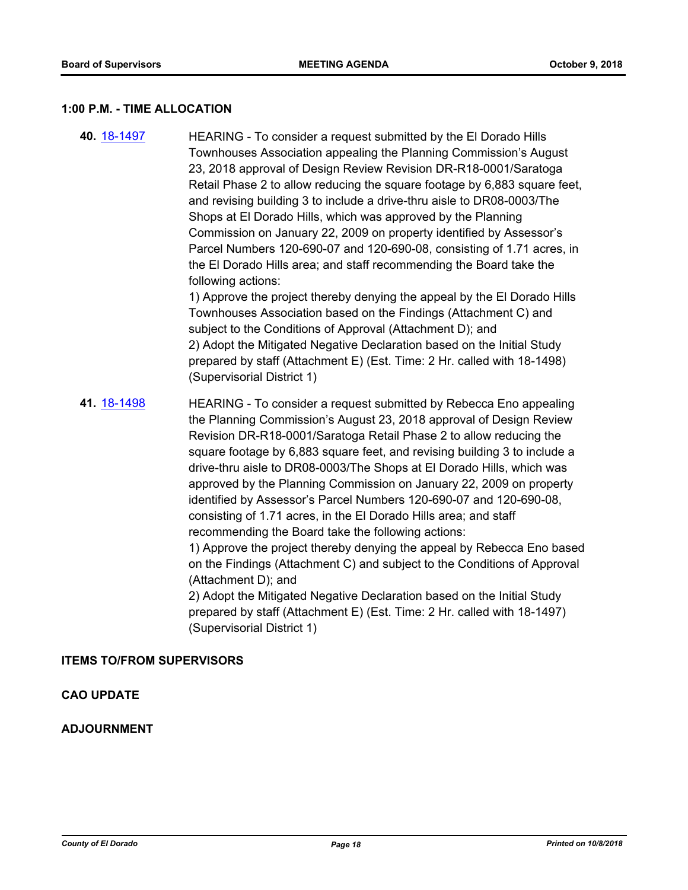## 1:00 P.M. - TIME ALLOCATION

**40.** [18-1497](18-1497) HEARING - To consider a request submitted by the El Dorado Hills Townhouses Association appealing the Planning Commission's August 23, 2018 approval of Design Review Revision DR-R18-0001/Saratoga Retail Phase 2 to allow reducing the square footage by 6,883 square feet, and revising building 3 to include a drive-thru aisle to DR08-0003/The Shops at El Dorado Hills, which was approved by the Planning Commission on January 22, 2009 on property identified by Assessor's Parcel Numbers 120-690-07 and 120-690-08, consisting of 1.71 acres, in the El Dorado Hills area; and staff recommending the Board take the following actions:

1) Approve the project thereby denying the appeal by the El Dorado Hills Townhouses Association based on the Findings (Attachment C) and subject to the Conditions of Approval (Attachment D); and

2) Adopt the Mitigated Negative Declaration based on the Initial Study prepared by staff (Attachment E) (Est. Time: 2 Hr. called with 18-1498) (Supervisorial District 1)

**41.** [18-1498](18-1498) HEARING - To consider a request submitted by Rebecca Eno appealing the Planning Commission's August 23, 2018 approval of Design Review Revision DR-R18-0001/Saratoga Retail Phase 2 to allow reducing the square footage by 6,883 square feet, and revising building 3 to include a drive-thru aisle to DR08-0003/The Shops at El Dorado Hills, which was approved by the Planning Commission on January 22, 2009 on property identified by Assessor's Parcel Numbers 120-690-07 and 120-690-08, consisting of 1.71 acres, in the El Dorado Hills area; and staff recommending the Board take the following actions:

1) Approve the project thereby denying the appeal by Rebecca Eno based on the Findings (Attachment C) and subject to the Conditions of Approval (Attachment D); and

2) Adopt the Mitigated Negative Declaration based on the Initial Study prepared by staff (Attachment E) (Est. Time: 2 Hr. called with 18-1497) (Supervisorial District 1)

## ITEMS TO/FROM SUPERVISORS

## CAO UPDATE

## ADJOURNMENT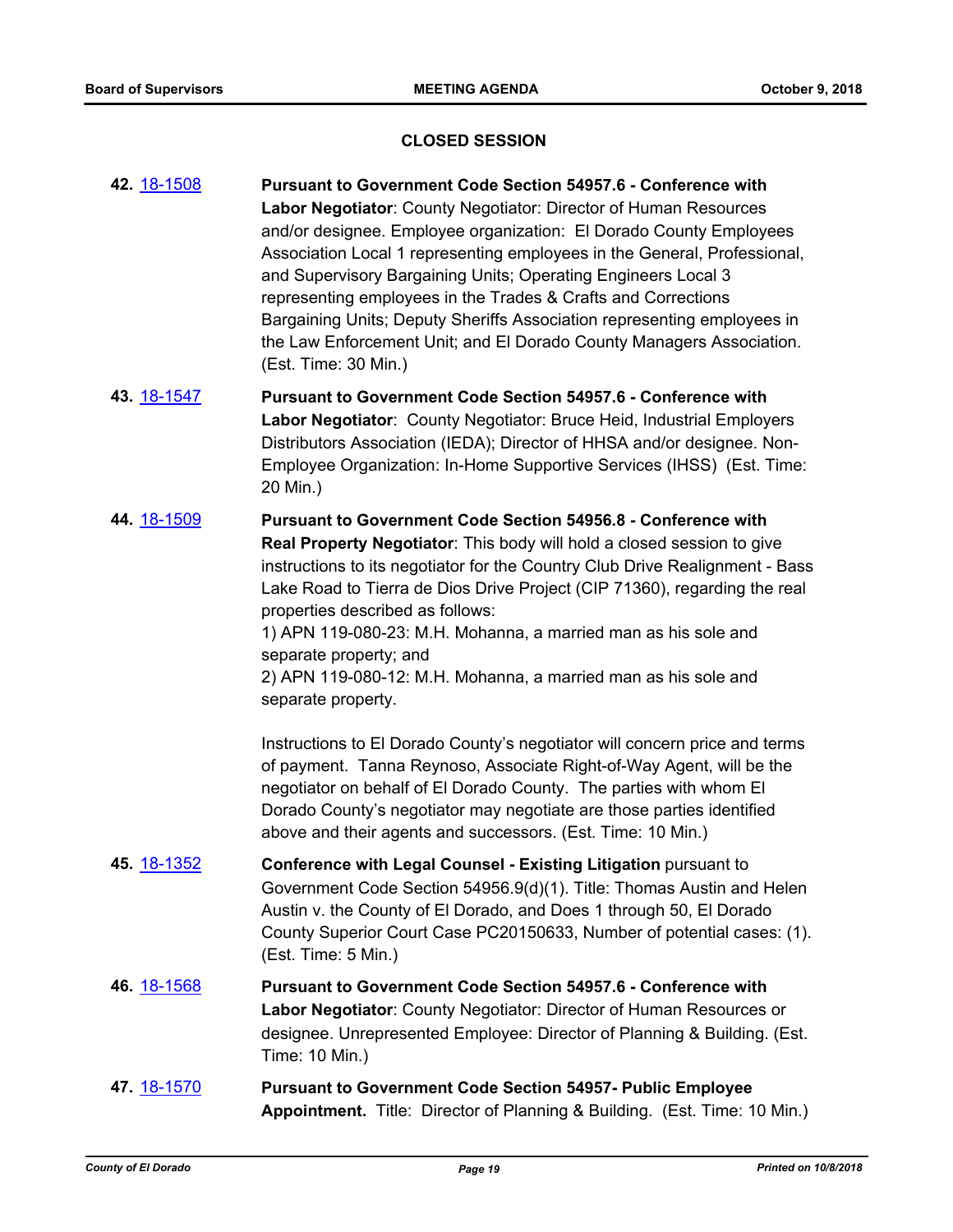## CLOSED SESSION

**42.** 18-1508 **Pursuant to Government Code Section 54957.6 - Conference with Labor Negotiator**: County Negotiator: Director of Human Resources and/or designee. Employee organization: El Dorado County Employees Association Local 1 representing employees in the General, Professional, and Supervisory Bargaining Units; Operating Engineers Local 3 representing employees in the Trades & Crafts and Corrections Bargaining Units; Deputy Sheriffs Association representing employees in the Law Enforcement Unit; and El Dorado County Managers Association. (Est. Time: 30 Min.)

**43.** 18-1547 **Pursuant to Government Code Section 54957.6 - Conference with Labor Negotiator**: County Negotiator: Bruce Heid, Industrial Employers Distributors Association (IEDA); Director of HHSA and/or designee. Non-Employee Organization: In-Home Supportive Services (IHSS) (Est. Time: 20 Min.)

**44.** 18-1509 **Pursuant to Government Code Section 54956.8 - Conference with Real Property Negotiator**: This body will hold a closed session to give instructions to its negotiator for the Country Club Drive Realignment - Bass Lake Road to Tierra de Dios Drive Project (CIP 71360), regarding the real properties described as follows:
1) APN 119-080-23: M.H. Mohanna, a married man as his sole and separate property; and
2) APN 119-080-12: M.H. Mohanna, a married man as his sole and separate property.

Instructions to El Dorado County's negotiator will concern price and terms of payment. Tanna Reynoso, Associate Right-of-Way Agent, will be the negotiator on behalf of El Dorado County. The parties with whom El Dorado County's negotiator may negotiate are those parties identified above and their agents and successors. (Est. Time: 10 Min.)

**45.** 18-1352 **Conference with Legal Counsel - Existing Litigation** pursuant to Government Code Section 54956.9(d)(1). Title: Thomas Austin and Helen Austin v. the County of El Dorado, and Does 1 through 50, El Dorado County Superior Court Case PC20150633, Number of potential cases: (1). (Est. Time: 5 Min.)

**46.** 18-1568 **Pursuant to Government Code Section 54957.6 - Conference with Labor Negotiator**: County Negotiator: Director of Human Resources or designee. Unrepresented Employee: Director of Planning & Building. (Est. Time: 10 Min.)

**47.** 18-1570 **Pursuant to Government Code Section 54957- Public Employee Appointment.** Title: Director of Planning & Building. (Est. Time: 10 Min.)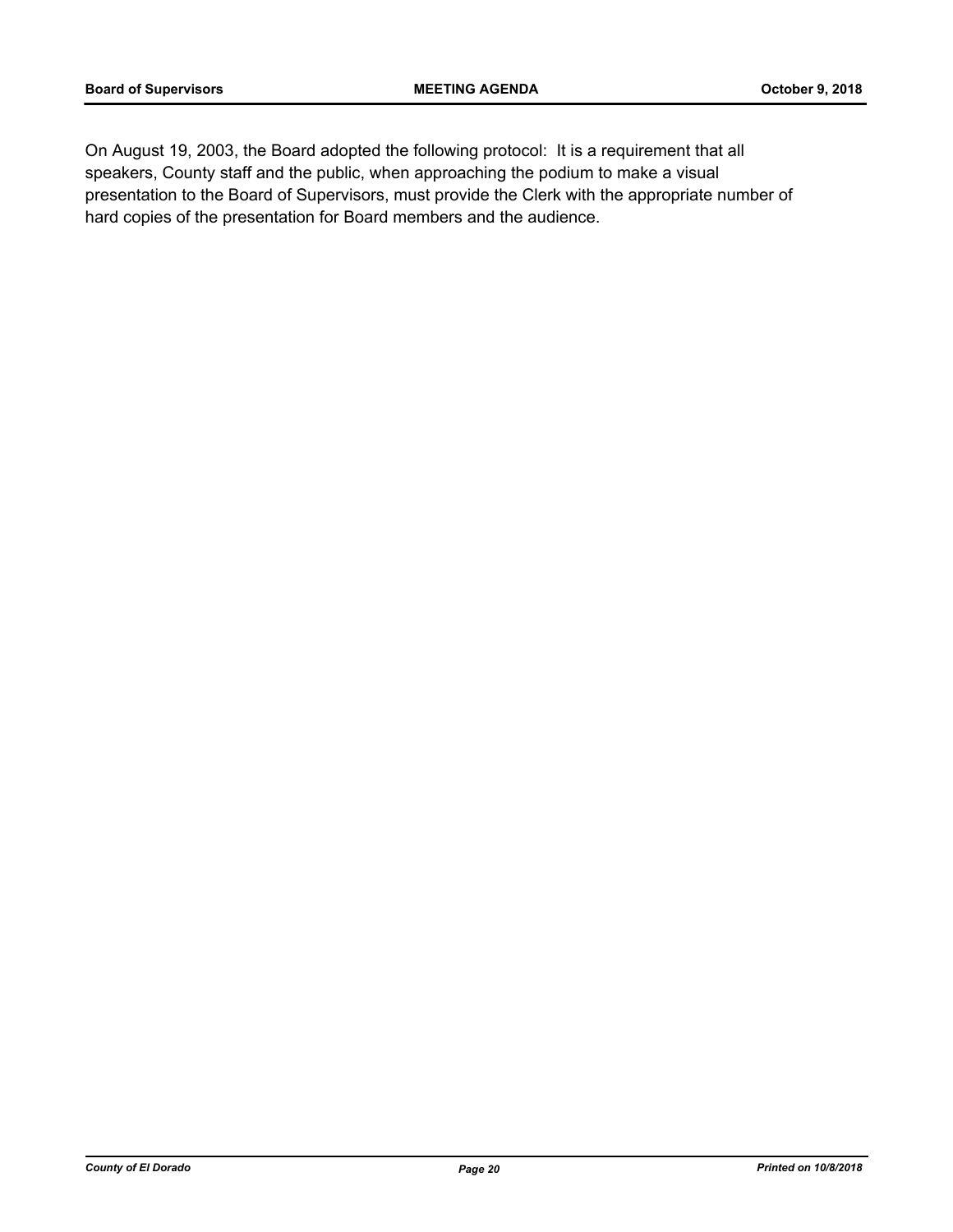On August 19, 2003, the Board adopted the following protocol: It is a requirement that all speakers, County staff and the public, when approaching the podium to make a visual presentation to the Board of Supervisors, must provide the Clerk with the appropriate number of hard copies of the presentation for Board members and the audience.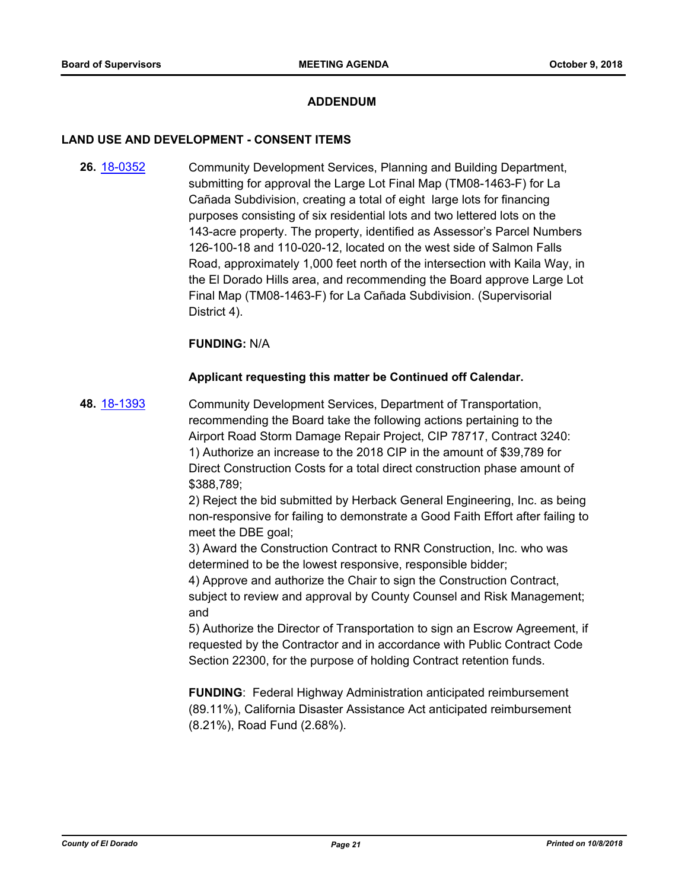## ADDENDUM

### LAND USE AND DEVELOPMENT - CONSENT ITEMS

**26.** [18-0352](18-0352) Community Development Services, Planning and Building Department, submitting for approval the Large Lot Final Map (TM08-1463-F) for La Cañada Subdivision, creating a total of eight large lots for financing purposes consisting of six residential lots and two lettered lots on the 143-acre property. The property, identified as Assessor's Parcel Numbers 126-100-18 and 110-020-12, located on the west side of Salmon Falls Road, approximately 1,000 feet north of the intersection with Kaila Way, in the El Dorado Hills area, and recommending the Board approve Large Lot Final Map (TM08-1463-F) for La Cañada Subdivision. (Supervisorial District 4).

**FUNDING:** N/A

**Applicant requesting this matter be Continued off Calendar.**

**48.** [18-1393](18-1393) Community Development Services, Department of Transportation, recommending the Board take the following actions pertaining to the Airport Road Storm Damage Repair Project, CIP 78717, Contract 3240:
1) Authorize an increase to the 2018 CIP in the amount of $39,789 for Direct Construction Costs for a total direct construction phase amount of $388,789;
2) Reject the bid submitted by Herback General Engineering, Inc. as being non-responsive for failing to demonstrate a Good Faith Effort after failing to meet the DBE goal;
3) Award the Construction Contract to RNR Construction, Inc. who was determined to be the lowest responsive, responsible bidder;
4) Approve and authorize the Chair to sign the Construction Contract, subject to review and approval by County Counsel and Risk Management; and
5) Authorize the Director of Transportation to sign an Escrow Agreement, if requested by the Contractor and in accordance with Public Contract Code Section 22300, for the purpose of holding Contract retention funds.

**FUNDING**: Federal Highway Administration anticipated reimbursement (89.11%), California Disaster Assistance Act anticipated reimbursement (8.21%), Road Fund (2.68%).